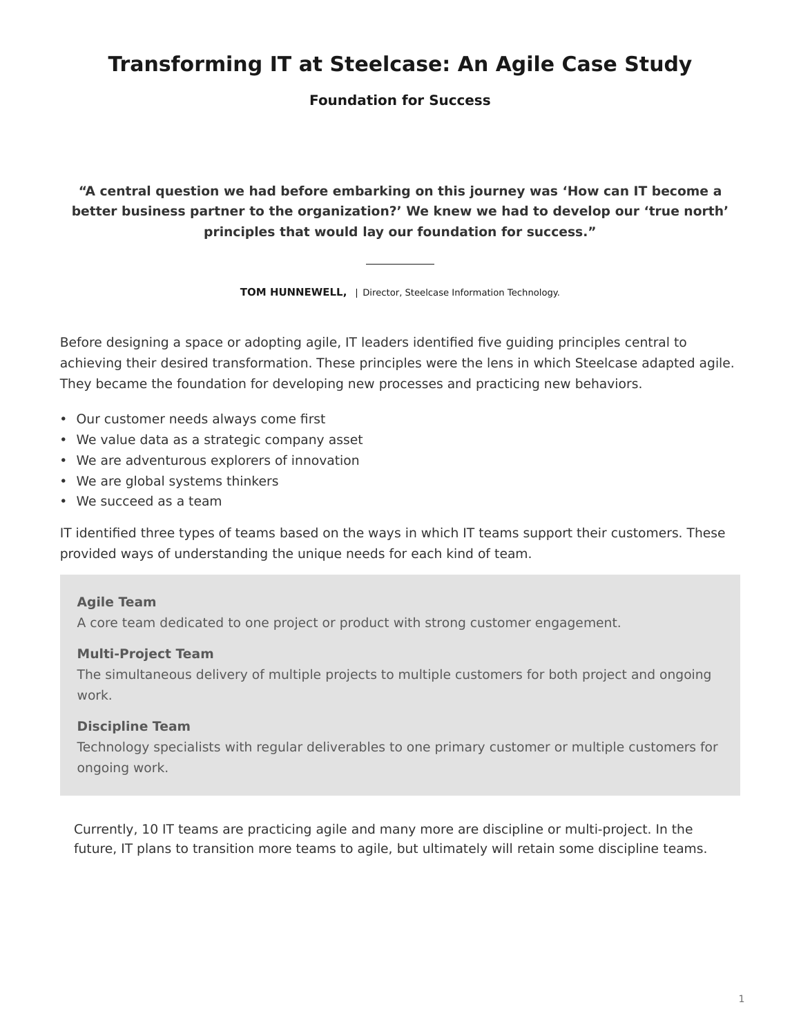# Transforming IT at Steelcase: An Agile Case Study

## Foundation for Success

> **"A central question we had before embarking on this journey was 'How can IT become a better business partner to the organization?' We knew we had to develop our 'true north' principles that would lay our foundation for success."**
>
> **TOM HUNNEWELL,** | Director, Steelcase Information Technology.

Before designing a space or adopting agile, IT leaders identified five guiding principles central to achieving their desired transformation. These principles were the lens in which Steelcase adapted agile. They became the foundation for developing new processes and practicing new behaviors.

- Our customer needs always come first
- We value data as a strategic company asset
- We are adventurous explorers of innovation
- We are global systems thinkers
- We succeed as a team

IT identified three types of teams based on the ways in which IT teams support their customers. These provided ways of understanding the unique needs for each kind of team.

**Agile Team**
A core team dedicated to one project or product with strong customer engagement.

**Multi-Project Team**
The simultaneous delivery of multiple projects to multiple customers for both project and ongoing work.

**Discipline Team**
Technology specialists with regular deliverables to one primary customer or multiple customers for ongoing work.

Currently, 10 IT teams are practicing agile and many more are discipline or multi-project. In the future, IT plans to transition more teams to agile, but ultimately will retain some discipline teams.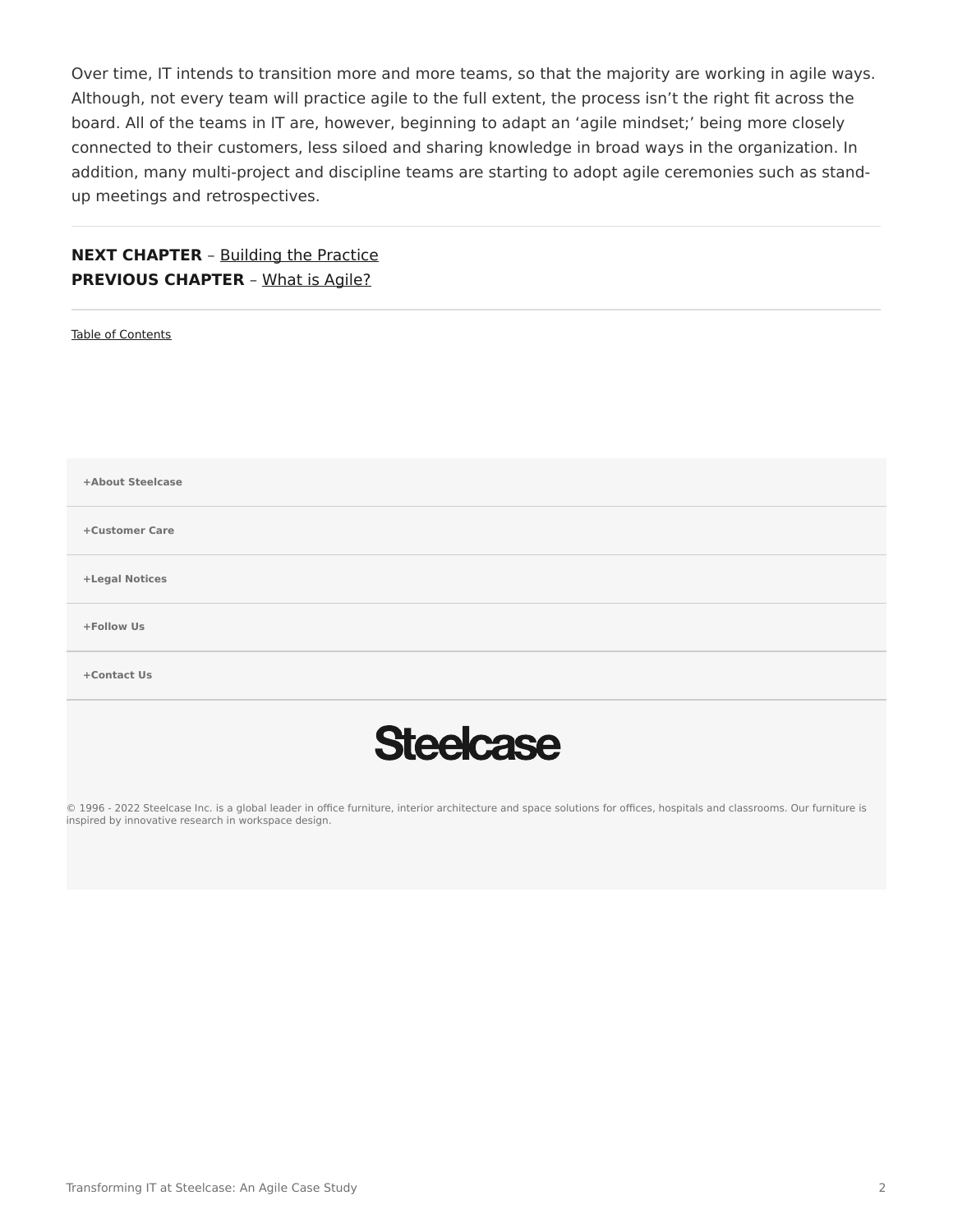Over time, IT intends to transition more and more teams, so that the majority are working in agile ways. Although, not every team will practice agile to the full extent, the process isn't the right fit across the board. All of the teams in IT are, however, beginning to adapt an 'agile mindset;' being more closely connected to their customers, less siloed and sharing knowledge in broad ways in the organization. In addition, many multi-project and discipline teams are starting to adopt agile ceremonies such as stand-up meetings and retrospectives.

---

**NEXT CHAPTER** – Building the Practice
**PREVIOUS CHAPTER** – What is Agile?

---

Table of Contents

+About Steelcase

+Customer Care

+Legal Notices

+Follow Us

+Contact Us

Steelcase

© 1996 - 2022 Steelcase Inc. is a global leader in office furniture, interior architecture and space solutions for offices, hospitals and classrooms. Our furniture is inspired by innovative research in workspace design.